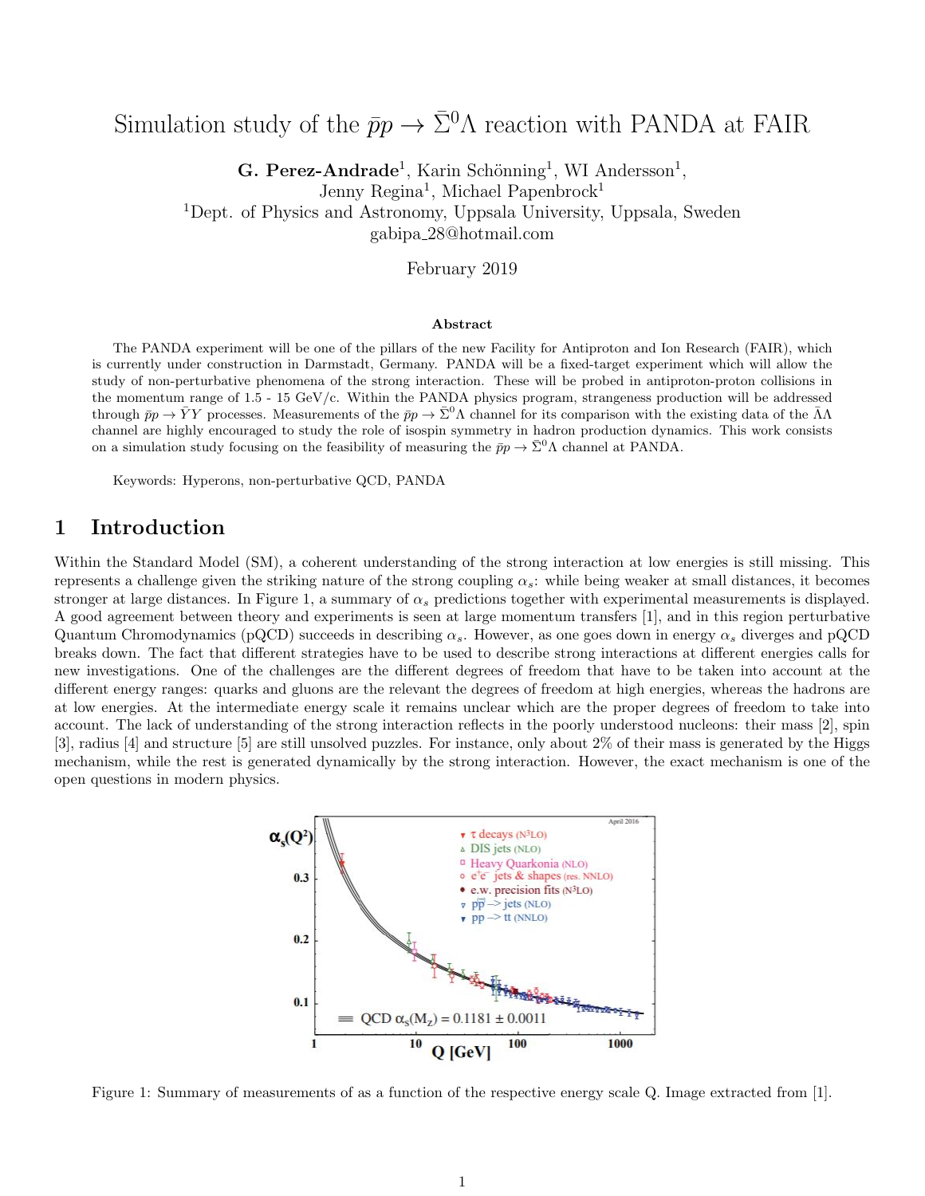# Simulation study of the $\bar{p}p \rightarrow \bar{\Sigma}^0\Lambda$ reaction with PANDA at FAIR

**G. Perez-Andrade**[1], Karin Schönning[1], WI Andersson[1], Jenny Regina[1], Michael Papenbrock[1]

[1]Dept. of Physics and Astronomy, Uppsala University, Uppsala, Sweden

gabipa_28@hotmail.com

February 2019

### Abstract

The PANDA experiment will be one of the pillars of the new Facility for Antiproton and Ion Research (FAIR), which is currently under construction in Darmstadt, Germany. PANDA will be a fixed-target experiment which will allow the study of non-perturbative phenomena of the strong interaction. These will be probed in antiproton-proton collisions in the momentum range of 1.5 - 15 GeV/c. Within the PANDA physics program, strangeness production will be addressed through $\bar{p}p \rightarrow \bar{Y}Y$ processes. Measurements of the $\bar{p}p \rightarrow \bar{\Sigma}^0\Lambda$ channel for its comparison with the existing data of the $\bar{\Lambda}\Lambda$ channel are highly encouraged to study the role of isospin symmetry in hadron production dynamics. This work consists on a simulation study focusing on the feasibility of measuring the $\bar{p}p \rightarrow \bar{\Sigma}^0\Lambda$ channel at PANDA.

Keywords: Hyperons, non-perturbative QCD, PANDA

## 1 Introduction

Within the Standard Model (SM), a coherent understanding of the strong interaction at low energies is still missing. This represents a challenge given the striking nature of the strong coupling $\alpha_s$: while being weaker at small distances, it becomes stronger at large distances. In Figure 1, a summary of $\alpha_s$ predictions together with experimental measurements is displayed. A good agreement between theory and experiments is seen at large momentum transfers [1], and in this region perturbative Quantum Chromodynamics (pQCD) succeeds in describing $\alpha_s$. However, as one goes down in energy $\alpha_s$ diverges and pQCD breaks down. The fact that different strategies have to be used to describe strong interactions at different energies calls for new investigations. One of the challenges are the different degrees of freedom that have to be taken into account at the different energy ranges: quarks and gluons are the relevant the degrees of freedom at high energies, whereas the hadrons are at low energies. At the intermediate energy scale it remains unclear which are the proper degrees of freedom to take into account. The lack of understanding of the strong interaction reflects in the poorly understood nucleons: their mass [2], spin [3], radius [4] and structure [5] are still unsolved puzzles. For instance, only about 2% of their mass is generated by the Higgs mechanism, while the rest is generated dynamically by the strong interaction. However, the exact mechanism is one of the open questions in modern physics.

Figure 1: Summary of measurements of as a function of the respective energy scale Q. Image extracted from [1].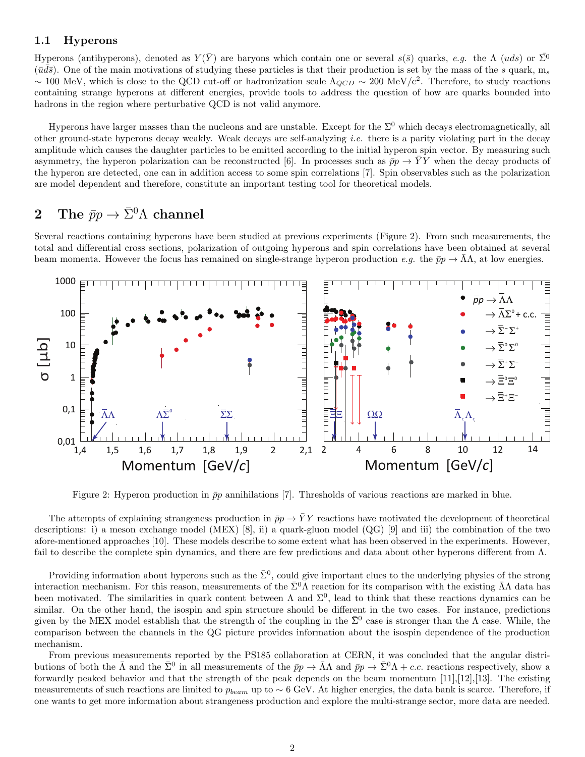### 1.1 Hyperons

Hyperons (antihyperons), denoted as $Y(\bar{Y})$ are baryons which contain one or several $s(\bar{s})$ quarks, *e.g.* the $\Lambda$ ($uds$) or $\bar{\Sigma}^0$ ($\bar{u}\bar{d}\bar{s}$). One of the main motivations of studying these particles is that their production is set by the mass of the $s$ quark, $m_s \sim 100$ MeV, which is close to the QCD cut-off or hadronization scale $\Lambda_{QCD} \sim 200$ MeV/c$^2$. Therefore, to study reactions containing strange hyperons at different energies, provide tools to address the question of how are quarks bounded into hadrons in the region where perturbative QCD is not valid anymore.

Hyperons have larger masses than the nucleons and are unstable. Except for the $\Sigma^0$ which decays electromagnetically, all other ground-state hyperons decay weakly. Weak decays are self-analyzing *i.e.* there is a parity violating part in the decay amplitude which causes the daughter particles to be emitted according to the initial hyperon spin vector. By measuring such asymmetry, the hyperon polarization can be reconstructed [6]. In processes such as $\bar{p}p \to \bar{Y}Y$ when the decay products of the hyperon are detected, one can in addition access to some spin correlations [7]. Spin observables such as the polarization are model dependent and therefore, constitute an important testing tool for theoretical models.

## 2 The $\bar{p}p \to \bar{\Sigma}^0\Lambda$ channel

Several reactions containing hyperons have been studied at previous experiments (Figure 2). From such measurements, the total and differential cross sections, polarization of outgoing hyperons and spin correlations have been obtained at several beam momenta. However the focus has remained on single-strange hyperon production *e.g.* the $\bar{p}p \to \bar{\Lambda}\Lambda$, at low energies.

Figure 2: Hyperon production in $\bar{p}p$ annihilations [7]. Thresholds of various reactions are marked in blue.

The attempts of explaining strangeness production in $\bar{p}p \to \bar{Y}Y$ reactions have motivated the development of theoretical descriptions: i) a meson exchange model (MEX) [8], ii) a quark-gluon model (QG) [9] and iii) the combination of the two afore-mentioned approaches [10]. These models describe to some extent what has been observed in the experiments. However, fail to describe the complete spin dynamics, and there are few predictions and data about other hyperons different from $\Lambda$.

Providing information about hyperons such as the $\bar{\Sigma}^0$, could give important clues to the underlying physics of the strong interaction mechanism. For this reason, measurements of the $\bar{\Sigma}^0\Lambda$ reaction for its comparison with the existing $\bar{\Lambda}\Lambda$ data has been motivated. The similarities in quark content between $\Lambda$ and $\Sigma^0$, lead to think that these reactions dynamics can be similar. On the other hand, the isospin and spin structure should be different in the two cases. For instance, predictions given by the MEX model establish that the strength of the coupling in the $\bar{\Sigma}^0$ case is stronger than the $\Lambda$ case. While, the comparison between the channels in the QG picture provides information about the isospin dependence of the production mechanism.

From previous measurements reported by the PS185 collaboration at CERN, it was concluded that the angular distributions of both the $\bar{\Lambda}$ and the $\bar{\Sigma}^0$ in all measurements of the $\bar{p}p \to \bar{\Lambda}\Lambda$ and $\bar{p}p \to \bar{\Sigma}^0\Lambda + c.c.$ reactions respectively, show a forwardly peaked behavior and that the strength of the peak depends on the beam momentum [11],[12],[13]. The existing measurements of such reactions are limited to $p_{beam}$ up to $\sim 6$ GeV. At higher energies, the data bank is scarce. Therefore, if one wants to get more information about strangeness production and explore the multi-strange sector, more data are needed.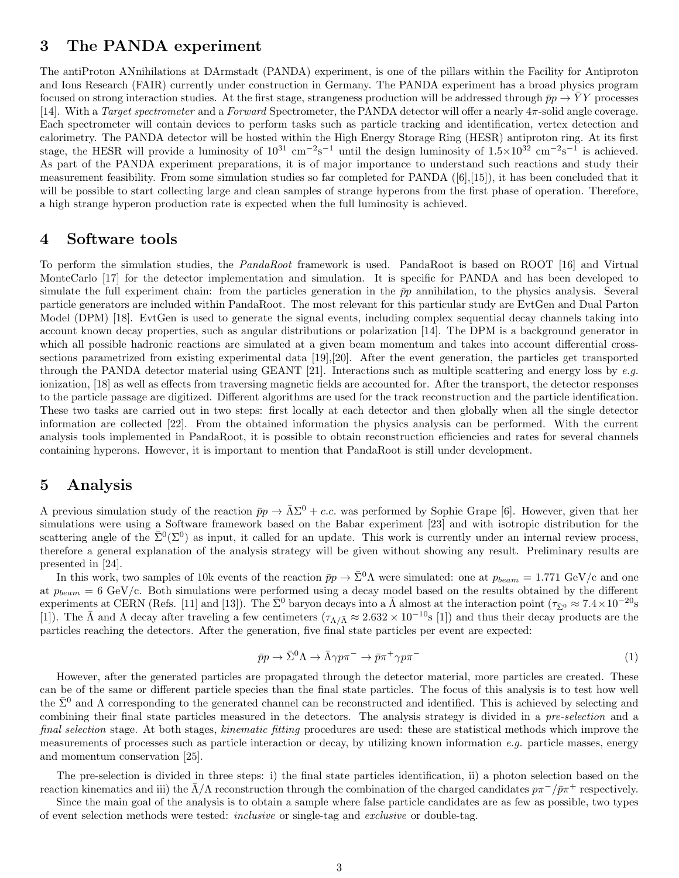## 3 The PANDA experiment

The antiProton ANnihilations at DArmstadt (PANDA) experiment, is one of the pillars within the Facility for Antiproton and Ions Research (FAIR) currently under construction in Germany. The PANDA experiment has a broad physics program focused on strong interaction studies. At the first stage, strangeness production will be addressed through $\bar{p}p \to \bar{Y}Y$ processes [14]. With a *Target spectrometer* and a *Forward* Spectrometer, the PANDA detector will offer a nearly $4\pi$-solid angle coverage. Each spectrometer will contain devices to perform tasks such as particle tracking and identification, vertex detection and calorimetry. The PANDA detector will be hosted within the High Energy Storage Ring (HESR) antiproton ring. At its first stage, the HESR will provide a luminosity of $10^{31}$ cm$^{-2}$s$^{-1}$ until the design luminosity of $1.5\times10^{32}$ cm$^{-2}$s$^{-1}$ is achieved. As part of the PANDA experiment preparations, it is of major importance to understand such reactions and study their measurement feasibility. From some simulation studies so far completed for PANDA ([6],[15]), it has been concluded that it will be possible to start collecting large and clean samples of strange hyperons from the first phase of operation. Therefore, a high strange hyperon production rate is expected when the full luminosity is achieved.

## 4 Software tools

To perform the simulation studies, the *PandaRoot* framework is used. PandaRoot is based on ROOT [16] and Virtual MonteCarlo [17] for the detector implementation and simulation. It is specific for PANDA and has been developed to simulate the full experiment chain: from the particles generation in the $\bar{p}p$ annihilation, to the physics analysis. Several particle generators are included within PandaRoot. The most relevant for this particular study are EvtGen and Dual Parton Model (DPM) [18]. EvtGen is used to generate the signal events, including complex sequential decay channels taking into account known decay properties, such as angular distributions or polarization [14]. The DPM is a background generator in which all possible hadronic reactions are simulated at a given beam momentum and takes into account differential cross-sections parametrized from existing experimental data [19],[20]. After the event generation, the particles get transported through the PANDA detector material using GEANT [21]. Interactions such as multiple scattering and energy loss by *e.g.* ionization, [18] as well as effects from traversing magnetic fields are accounted for. After the transport, the detector responses to the particle passage are digitized. Different algorithms are used for the track reconstruction and the particle identification. These two tasks are carried out in two steps: first locally at each detector and then globally when all the single detector information are collected [22]. From the obtained information the physics analysis can be performed. With the current analysis tools implemented in PandaRoot, it is possible to obtain reconstruction efficiencies and rates for several channels containing hyperons. However, it is important to mention that PandaRoot is still under development.

## 5 Analysis

A previous simulation study of the reaction $\bar{p}p \to \bar{\Lambda}\Sigma^0 + c.c.$ was performed by Sophie Grape [6]. However, given that her simulations were using a Software framework based on the Babar experiment [23] and with isotropic distribution for the scattering angle of the $\bar{\Sigma}^0(\Sigma^0)$ as input, it called for an update. This work is currently under an internal review process, therefore a general explanation of the analysis strategy will be given without showing any result. Preliminary results are presented in [24].

In this work, two samples of 10k events of the reaction $\bar{p}p \to \bar{\Sigma}^0\Lambda$ were simulated: one at $p_{beam} = 1.771$ GeV/c and one at $p_{beam} = 6$ GeV/c. Both simulations were performed using a decay model based on the results obtained by the different experiments at CERN (Refs. [11] and [13]). The $\bar{\Sigma}^0$ baryon decays into a $\bar{\Lambda}$ almost at the interaction point ($\tau_{\bar{\Sigma}^0} \approx 7.4\times10^{-20}$s [1]). The $\bar{\Lambda}$ and $\Lambda$ decay after traveling a few centimeters ($\tau_{\Lambda/\bar{\Lambda}} \approx 2.632\times10^{-10}$s [1]) and thus their decay products are the particles reaching the detectors. After the generation, five final state particles per event are expected:

$$\bar{p}p \to \bar{\Sigma}^0\Lambda \to \bar{\Lambda}\gamma p\pi^- \to \bar{p}\pi^+\gamma p\pi^- \tag{1}$$

However, after the generated particles are propagated through the detector material, more particles are created. These can be of the same or different particle species than the final state particles. The focus of this analysis is to test how well the $\bar{\Sigma}^0$ and $\Lambda$ corresponding to the generated channel can be reconstructed and identified. This is achieved by selecting and combining their final state particles measured in the detectors. The analysis strategy is divided in a *pre-selection* and a *final selection* stage. At both stages, *kinematic fitting* procedures are used: these are statistical methods which improve the measurements of processes such as particle interaction or decay, by utilizing known information *e.g.* particle masses, energy and momentum conservation [25].

The pre-selection is divided in three steps: i) the final state particles identification, ii) a photon selection based on the reaction kinematics and iii) the $\bar{\Lambda}/\Lambda$ reconstruction through the combination of the charged candidates $p\pi^-/\bar{p}\pi^+$ respectively.

Since the main goal of the analysis is to obtain a sample where false particle candidates are as few as possible, two types of event selection methods were tested: *inclusive* or single-tag and *exclusive* or double-tag.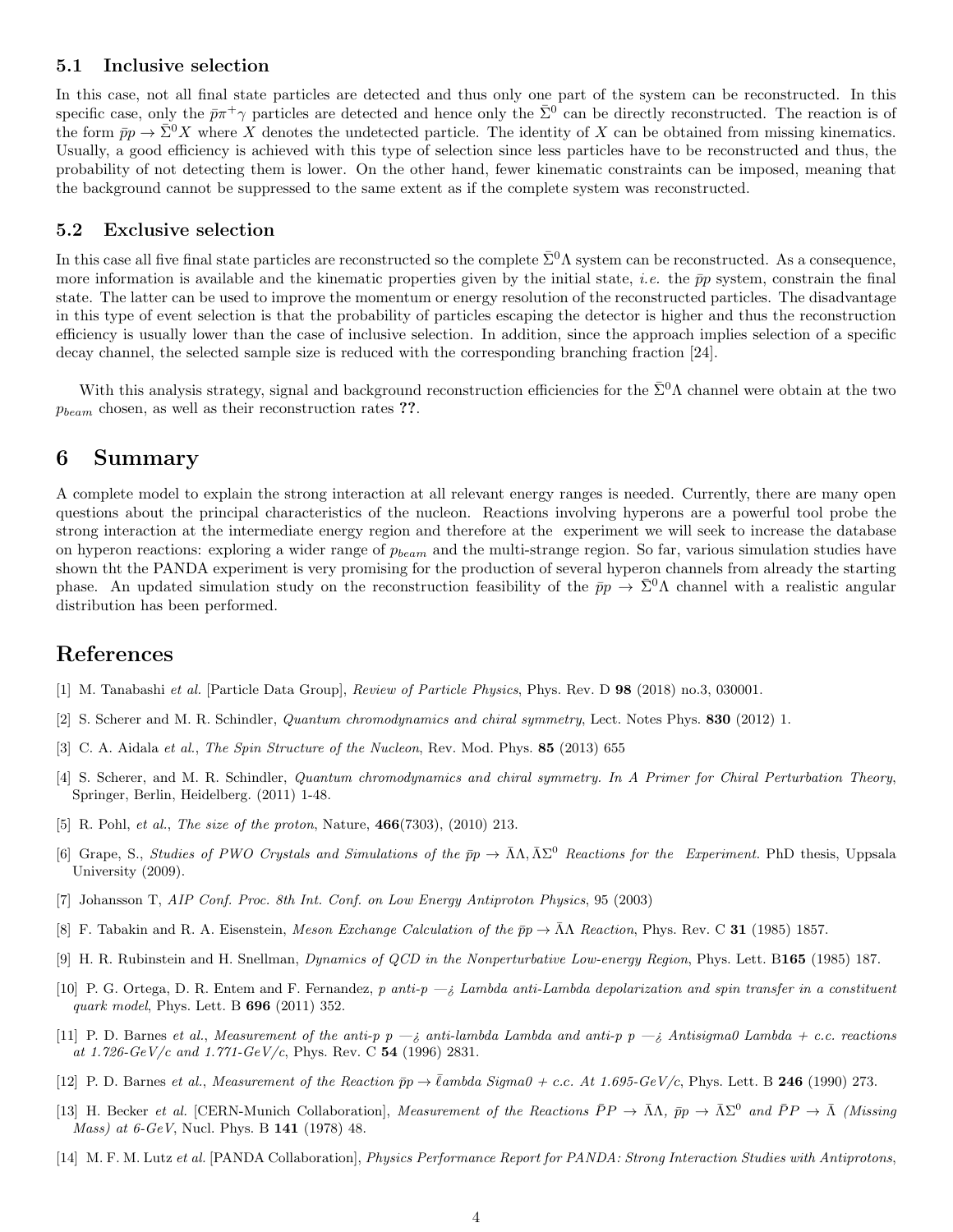### 5.1 Inclusive selection

In this case, not all final state particles are detected and thus only one part of the system can be reconstructed. In this specific case, only the $\bar{p}\pi^+\gamma$ particles are detected and hence only the $\bar{\Sigma}^0$ can be directly reconstructed. The reaction is of the form $\bar{p}p \to \bar{\Sigma}^0 X$ where $X$ denotes the undetected particle. The identity of $X$ can be obtained from missing kinematics. Usually, a good efficiency is achieved with this type of selection since less particles have to be reconstructed and thus, the probability of not detecting them is lower. On the other hand, fewer kinematic constraints can be imposed, meaning that the background cannot be suppressed to the same extent as if the complete system was reconstructed.

### 5.2 Exclusive selection

In this case all five final state particles are reconstructed so the complete $\bar{\Sigma}^0\Lambda$ system can be reconstructed. As a consequence, more information is available and the kinematic properties given by the initial state, *i.e.* the $\bar{p}p$ system, constrain the final state. The latter can be used to improve the momentum or energy resolution of the reconstructed particles. The disadvantage in this type of event selection is that the probability of particles escaping the detector is higher and thus the reconstruction efficiency is usually lower than the case of inclusive selection. In addition, since the approach implies selection of a specific decay channel, the selected sample size is reduced with the corresponding branching fraction [24].

With this analysis strategy, signal and background reconstruction efficiencies for the $\bar{\Sigma}^0\Lambda$ channel were obtain at the two $p_{beam}$ chosen, as well as their reconstruction rates **??**.

## 6 Summary

A complete model to explain the strong interaction at all relevant energy ranges is needed. Currently, there are many open questions about the principal characteristics of the nucleon. Reactions involving hyperons are a powerful tool probe the strong interaction at the intermediate energy region and therefore at the  experiment we will seek to increase the database on hyperon reactions: exploring a wider range of $p_{beam}$ and the multi-strange region. So far, various simulation studies have shown tht the PANDA experiment is very promising for the production of several hyperon channels from already the starting phase. An updated simulation study on the reconstruction feasibility of the $\bar{p}p \to \bar{\Sigma}^0\Lambda$ channel with a realistic angular distribution has been performed.

## References

[1] M. Tanabashi *et al.* [Particle Data Group], *Review of Particle Physics*, Phys. Rev. D **98** (2018) no.3, 030001.

[2] S. Scherer and M. R. Schindler, *Quantum chromodynamics and chiral symmetry*, Lect. Notes Phys. **830** (2012) 1.

[3] C. A. Aidala *et al.*, *The Spin Structure of the Nucleon*, Rev. Mod. Phys. **85** (2013) 655

[4] S. Scherer, and M. R. Schindler, *Quantum chromodynamics and chiral symmetry. In A Primer for Chiral Perturbation Theory*, Springer, Berlin, Heidelberg. (2011) 1-48.

[5] R. Pohl, *et al.*, *The size of the proton*, Nature, **466**(7303), (2010) 213.

[6] Grape, S., *Studies of PWO Crystals and Simulations of the $\bar{p}p \to \bar{\Lambda}\Lambda, \bar{\Lambda}\Sigma^0$ Reactions for the  Experiment.* PhD thesis, Uppsala University (2009).

[7] Johansson T, *AIP Conf. Proc. 8th Int. Conf. on Low Energy Antiproton Physics*, 95 (2003)

[8] F. Tabakin and R. A. Eisenstein, *Meson Exchange Calculation of the $\bar{p}p \to \bar{\Lambda}\Lambda$ Reaction*, Phys. Rev. C **31** (1985) 1857.

[9] H. R. Rubinstein and H. Snellman, *Dynamics of QCD in the Nonperturbative Low-energy Region*, Phys. Lett. B**165** (1985) 187.

[10] P. G. Ortega, D. R. Entem and F. Fernandez, *p anti-p —¿ Lambda anti-Lambda depolarization and spin transfer in a constituent quark model*, Phys. Lett. B **696** (2011) 352.

[11] P. D. Barnes *et al.*, *Measurement of the anti-p p —¿ anti-lambda Lambda and anti-p p —¿ Antisigma0 Lambda + c.c. reactions at 1.726-GeV/c and 1.771-GeV/c*, Phys. Rev. C **54** (1996) 2831.

[12] P. D. Barnes *et al.*, *Measurement of the Reaction $\bar{p}p \to \bar{\ell}$ambda Sigma0 + c.c. At 1.695-GeV/c*, Phys. Lett. B **246** (1990) 273.

[13] H. Becker *et al.* [CERN-Munich Collaboration], *Measurement of the Reactions $\bar{P}P \to \bar{\Lambda}\Lambda$, $\bar{p}p \to \bar{\Lambda}\Sigma^0$ and $\bar{P}P \to \bar{\Lambda}$ (Missing Mass) at 6-GeV*, Nucl. Phys. B **141** (1978) 48.

[14] M. F. M. Lutz *et al.* [PANDA Collaboration], *Physics Performance Report for PANDA: Strong Interaction Studies with Antiprotons*,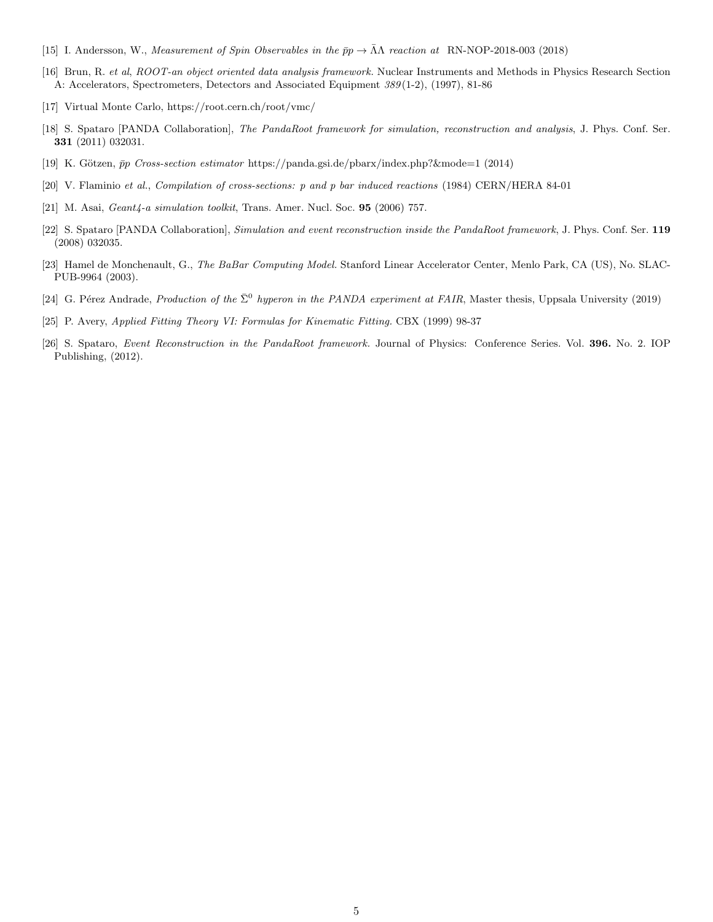[15] I. Andersson, W., *Measurement of Spin Observables in the $\bar{p}p \to \bar{\Lambda}\Lambda$ reaction at* RN-NOP-2018-003 (2018)

[16] Brun, R. *et al*, *ROOT-an object oriented data analysis framework.* Nuclear Instruments and Methods in Physics Research Section A: Accelerators, Spectrometers, Detectors and Associated Equipment *389*(1-2), (1997), 81-86

[17] Virtual Monte Carlo, https://root.cern.ch/root/vmc/

[18] S. Spataro [PANDA Collaboration], *The PandaRoot framework for simulation, reconstruction and analysis*, J. Phys. Conf. Ser. **331** (2011) 032031.

[19] K. Götzen, *$\bar{p}p$ Cross-section estimator* https://panda.gsi.de/pbarx/index.php?&mode=1 (2014)

[20] V. Flaminio *et al.*, *Compilation of cross-sections: p and p bar induced reactions* (1984) CERN/HERA 84-01

[21] M. Asai, *Geant4-a simulation toolkit*, Trans. Amer. Nucl. Soc. **95** (2006) 757.

[22] S. Spataro [PANDA Collaboration], *Simulation and event reconstruction inside the PandaRoot framework*, J. Phys. Conf. Ser. **119** (2008) 032035.

[23] Hamel de Monchenault, G., *The BaBar Computing Model*. Stanford Linear Accelerator Center, Menlo Park, CA (US), No. SLAC-PUB-9964 (2003).

[24] G. Pérez Andrade, *Production of the $\bar{\Sigma}^0$ hyperon in the PANDA experiment at FAIR*, Master thesis, Uppsala University (2019)

[25] P. Avery, *Applied Fitting Theory VI: Formulas for Kinematic Fitting.* CBX (1999) 98-37

[26] S. Spataro, *Event Reconstruction in the PandaRoot framework.* Journal of Physics: Conference Series. Vol. **396.** No. 2. IOP Publishing, (2012).